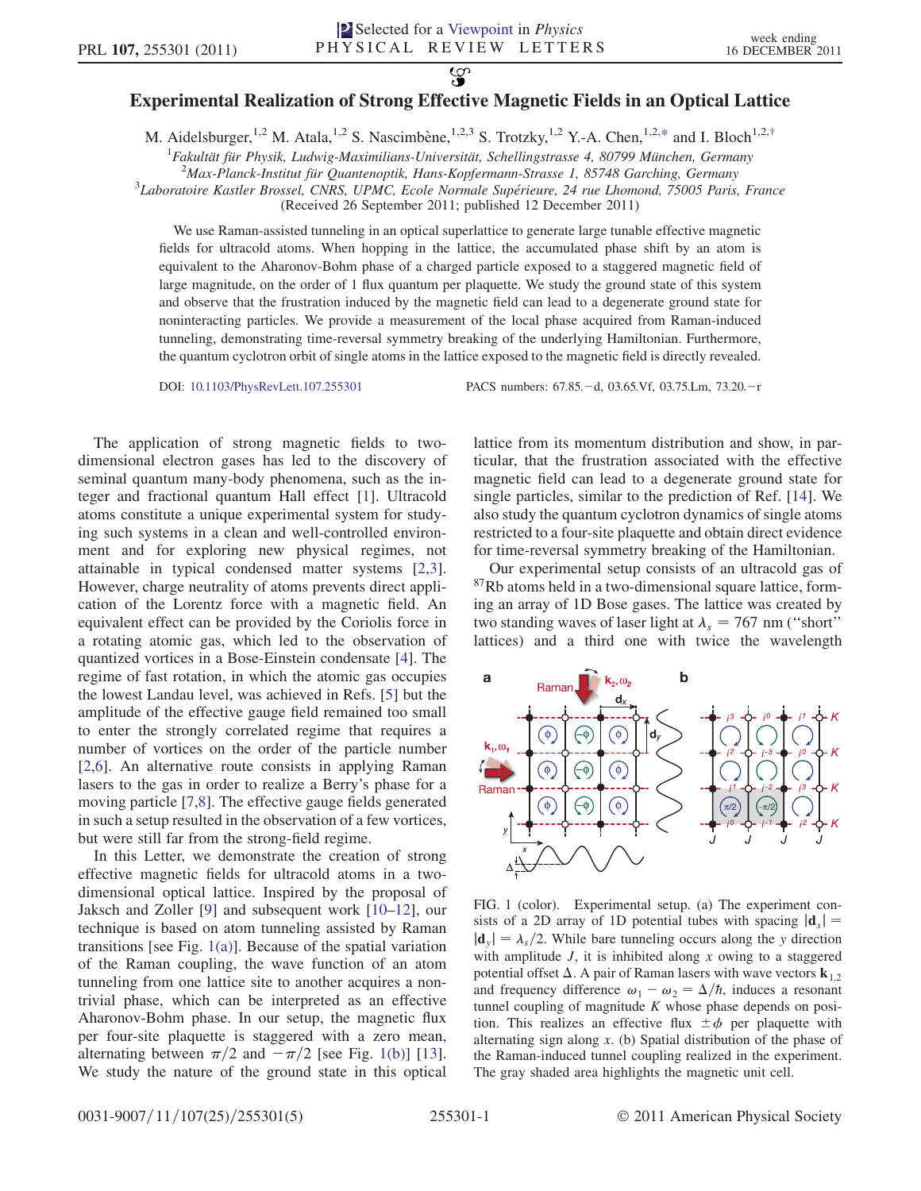# Experimental Realization of Strong Effective Magnetic Fields in an Optical Lattice

M. Aidelsburger,[1,2] M. Atala,[1,2] S. Nascimbène,[1,2,3] S. Trotzky,[1,2] Y.-A. Chen,[1,2,*] and I. Bloch[1,2,†]

[1]*Fakultät für Physik, Ludwig-Maximilians-Universität, Schellingstrasse 4, 80799 München, Germany*
[2]*Max-Planck-Institut für Quantenoptik, Hans-Kopfermann-Strasse 1, 85748 Garching, Germany*
[3]*Laboratoire Kastler Brossel, CNRS, UPMC, Ecole Normale Supérieure, 24 rue Lhomond, 75005 Paris, France*
(Received 26 September 2011; published 12 December 2011)

We use Raman-assisted tunneling in an optical superlattice to generate large tunable effective magnetic fields for ultracold atoms. When hopping in the lattice, the accumulated phase shift by an atom is equivalent to the Aharonov-Bohm phase of a charged particle exposed to a staggered magnetic field of large magnitude, on the order of 1 flux quantum per plaquette. We study the ground state of this system and observe that the frustration induced by the magnetic field can lead to a degenerate ground state for noninteracting particles. We provide a measurement of the local phase acquired from Raman-induced tunneling, demonstrating time-reversal symmetry breaking of the underlying Hamiltonian. Furthermore, the quantum cyclotron orbit of single atoms in the lattice exposed to the magnetic field is directly revealed.

DOI: 10.1103/PhysRevLett.107.255301 PACS numbers: 67.85.−d, 03.65.Vf, 03.75.Lm, 73.20.−r

The application of strong magnetic fields to two-dimensional electron gases has led to the discovery of seminal quantum many-body phenomena, such as the integer and fractional quantum Hall effect [1]. Ultracold atoms constitute a unique experimental system for studying such systems in a clean and well-controlled environment and for exploring new physical regimes, not attainable in typical condensed matter systems [2,3]. However, charge neutrality of atoms prevents direct application of the Lorentz force with a magnetic field. An equivalent effect can be provided by the Coriolis force in a rotating atomic gas, which led to the observation of quantized vortices in a Bose-Einstein condensate [4]. The regime of fast rotation, in which the atomic gas occupies the lowest Landau level, was achieved in Refs. [5] but the amplitude of the effective gauge field remained too small to enter the strongly correlated regime that requires a number of vortices on the order of the particle number [2,6]. An alternative route consists in applying Raman lasers to the gas in order to realize a Berry's phase for a moving particle [7,8]. The effective gauge fields generated in such a setup resulted in the observation of a few vortices, but were still far from the strong-field regime.

In this Letter, we demonstrate the creation of strong effective magnetic fields for ultracold atoms in a two-dimensional optical lattice. Inspired by the proposal of Jaksch and Zoller [9] and subsequent work [10–12], our technique is based on atom tunneling assisted by Raman transitions [see Fig. 1(a)]. Because of the spatial variation of the Raman coupling, the wave function of an atom tunneling from one lattice site to another acquires a nontrivial phase, which can be interpreted as an effective Aharonov-Bohm phase. In our setup, the magnetic flux per four-site plaquette is staggered with a zero mean, alternating between $\pi/2$ and $-\pi/2$ [see Fig. 1(b)] [13]. We study the nature of the ground state in this optical lattice from its momentum distribution and show, in particular, that the frustration associated with the effective magnetic field can lead to a degenerate ground state for single particles, similar to the prediction of Ref. [14]. We also study the quantum cyclotron dynamics of single atoms restricted to a four-site plaquette and obtain direct evidence for time-reversal symmetry breaking of the Hamiltonian.

Our experimental setup consists of an ultracold gas of $^{87}$Rb atoms held in a two-dimensional square lattice, forming an array of 1D Bose gases. The lattice was created by two standing waves of laser light at $\lambda_s = 767$ nm ("short" lattices) and a third one with twice the wavelength

FIG. 1 (color). Experimental setup. (a) The experiment consists of a 2D array of 1D potential tubes with spacing $|\mathbf{d}_x| = |\mathbf{d}_y| = \lambda_s/2$. While bare tunneling occurs along the $y$ direction with amplitude $J$, it is inhibited along $x$ owing to a staggered potential offset $\Delta$. A pair of Raman lasers with wave vectors $\mathbf{k}_{1,2}$ and frequency difference $\omega_1 - \omega_2 = \Delta/\hbar$, induces a resonant tunnel coupling of magnitude $K$ whose phase depends on position. This realizes an effective flux $\pm\phi$ per plaquette with alternating sign along $x$. (b) Spatial distribution of the phase of the Raman-induced tunnel coupling realized in the experiment. The gray shaded area highlights the magnetic unit cell.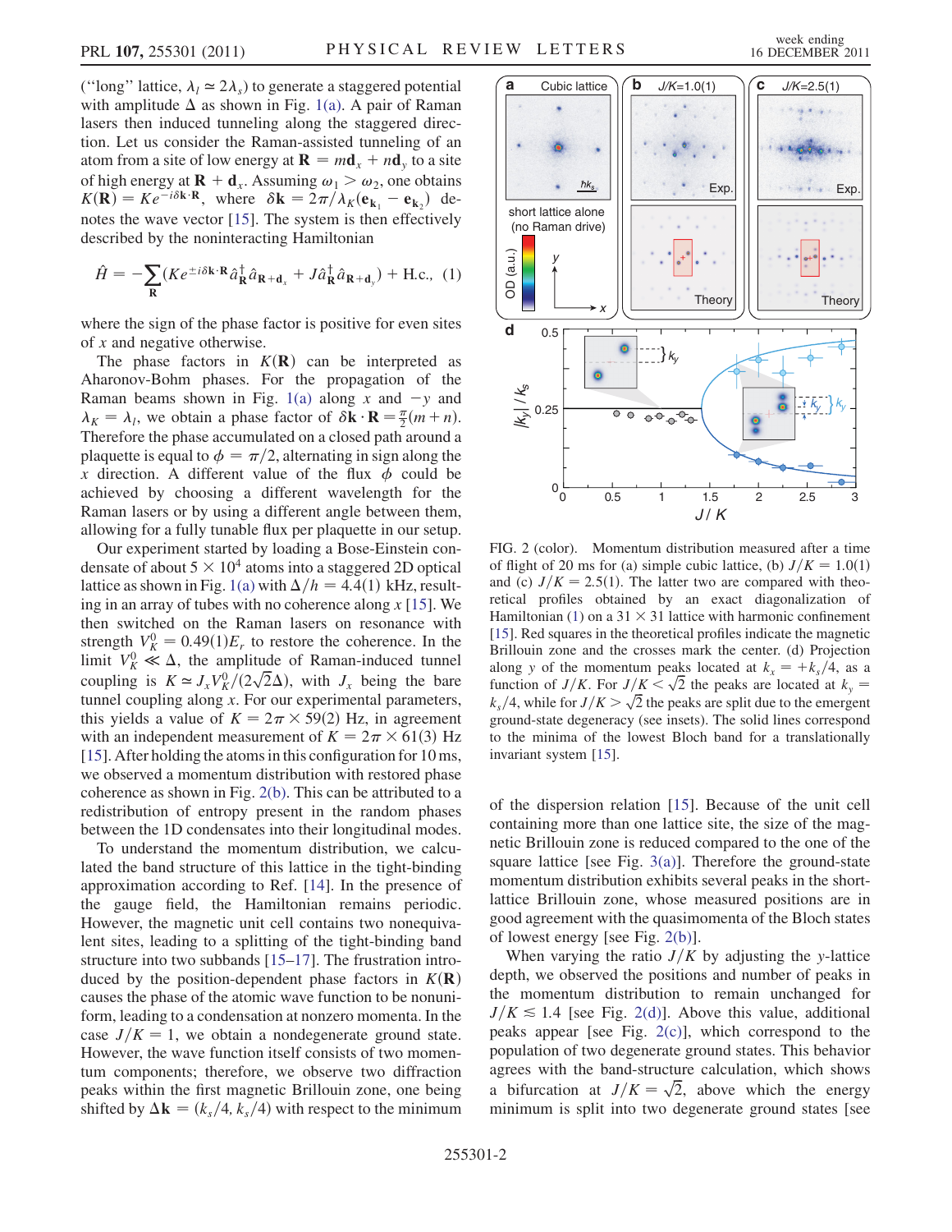("long" lattice, $\lambda_l \simeq 2\lambda_s$) to generate a staggered potential with amplitude $\Delta$ as shown in Fig. 1(a). A pair of Raman lasers then induced tunneling along the staggered direction. Let us consider the Raman-assisted tunneling of an atom from a site of low energy at $\mathbf{R} = m\mathbf{d}_x + n\mathbf{d}_y$ to a site of high energy at $\mathbf{R} + \mathbf{d}_x$. Assuming $\omega_1 > \omega_2$, one obtains $K(\mathbf{R}) = Ke^{-i\delta\mathbf{k}\cdot\mathbf{R}}$, where $\delta\mathbf{k} = 2\pi/\lambda_K(\mathbf{e}_{\mathbf{k}_1} - \mathbf{e}_{\mathbf{k}_2})$ denotes the wave vector [15]. The system is then effectively described by the noninteracting Hamiltonian

$$\hat{H} = -\sum_{\mathbf{R}}(Ke^{\pm i\delta\mathbf{k}\cdot\mathbf{R}}\hat{a}^\dagger_{\mathbf{R}}\hat{a}_{\mathbf{R}+\mathbf{d}_x} + J\hat{a}^\dagger_{\mathbf{R}}\hat{a}_{\mathbf{R}+\mathbf{d}_y}) + \text{H.c.}, \quad (1)$$

where the sign of the phase factor is positive for even sites of $x$ and negative otherwise.

The phase factors in $K(\mathbf{R})$ can be interpreted as Aharonov-Bohm phases. For the propagation of the Raman beams shown in Fig. 1(a) along $x$ and $-y$ and $\lambda_K = \lambda_l$, we obtain a phase factor of $\delta\mathbf{k}\cdot\mathbf{R} = \frac{\pi}{2}(m+n)$. Therefore the phase accumulated on a closed path around a plaquette is equal to $\phi = \pi/2$, alternating in sign along the $x$ direction. A different value of the flux $\phi$ could be achieved by choosing a different wavelength for the Raman lasers or by using a different angle between them, allowing for a fully tunable flux per plaquette in our setup.

Our experiment started by loading a Bose-Einstein condensate of about $5 \times 10^4$ atoms into a staggered 2D optical lattice as shown in Fig. 1(a) with $\Delta/h = 4.4(1)$ kHz, resulting in an array of tubes with no coherence along $x$ [15]. We then switched on the Raman lasers on resonance with strength $V_K^0 = 0.49(1)E_r$ to restore the coherence. In the limit $V_K^0 \ll \Delta$, the amplitude of Raman-induced tunnel coupling is $K \simeq J_x V_K^0/(2\sqrt{2}\Delta)$, with $J_x$ being the bare tunnel coupling along $x$. For our experimental parameters, this yields a value of $K = 2\pi \times 59(2)$ Hz, in agreement with an independent measurement of $K = 2\pi \times 61(3)$ Hz [15]. After holding the atoms in this configuration for 10 ms, we observed a momentum distribution with restored phase coherence as shown in Fig. 2(b). This can be attributed to a redistribution of entropy present in the random phases between the 1D condensates into their longitudinal modes.

To understand the momentum distribution, we calculated the band structure of this lattice in the tight-binding approximation according to Ref. [14]. In the presence of the gauge field, the Hamiltonian remains periodic. However, the magnetic unit cell contains two nonequivalent sites, leading to a splitting of the tight-binding band structure into two subbands [15–17]. The frustration introduced by the position-dependent phase factors in $K(\mathbf{R})$ causes the phase of the atomic wave function to be nonuniform, leading to a condensation at nonzero momenta. In the case $J/K = 1$, we obtain a nondegenerate ground state. However, the wave function itself consists of two momentum components; therefore, we observe two diffraction peaks within the first magnetic Brillouin zone, one being shifted by $\Delta\mathbf{k} = (k_s/4, k_s/4)$ with respect to the minimum of the dispersion relation [15]. Because of the unit cell containing more than one lattice site, the size of the magnetic Brillouin zone is reduced compared to the one of the square lattice [see Fig. 3(a)]. Therefore the ground-state momentum distribution exhibits several peaks in the short-lattice Brillouin zone, whose measured positions are in good agreement with the quasimomenta of the Bloch states of lowest energy [see Fig. 2(b)].

FIG. 2 (color). Momentum distribution measured after a time of flight of 20 ms for (a) simple cubic lattice, (b) $J/K = 1.0(1)$ and (c) $J/K = 2.5(1)$. The latter two are compared with theoretical profiles obtained by an exact diagonalization of Hamiltonian (1) on a $31 \times 31$ lattice with harmonic confinement [15]. Red squares in the theoretical profiles indicate the magnetic Brillouin zone and the crosses mark the center. (d) Projection along $y$ of the momentum peaks located at $k_x = +k_s/4$, as a function of $J/K$. For $J/K < \sqrt{2}$ the peaks are located at $k_y = k_s/4$, while for $J/K > \sqrt{2}$ the peaks are split due to the emergent ground-state degeneracy (see insets). The solid lines correspond to the minima of the lowest Bloch band for a translationally invariant system [15].

When varying the ratio $J/K$ by adjusting the $y$-lattice depth, we observed the positions and number of peaks in the momentum distribution to remain unchanged for $J/K \lesssim 1.4$ [see Fig. 2(d)]. Above this value, additional peaks appear [see Fig. 2(c)], which correspond to the population of two degenerate ground states. This behavior agrees with the band-structure calculation, which shows a bifurcation at $J/K = \sqrt{2}$, above which the energy minimum is split into two degenerate ground states [see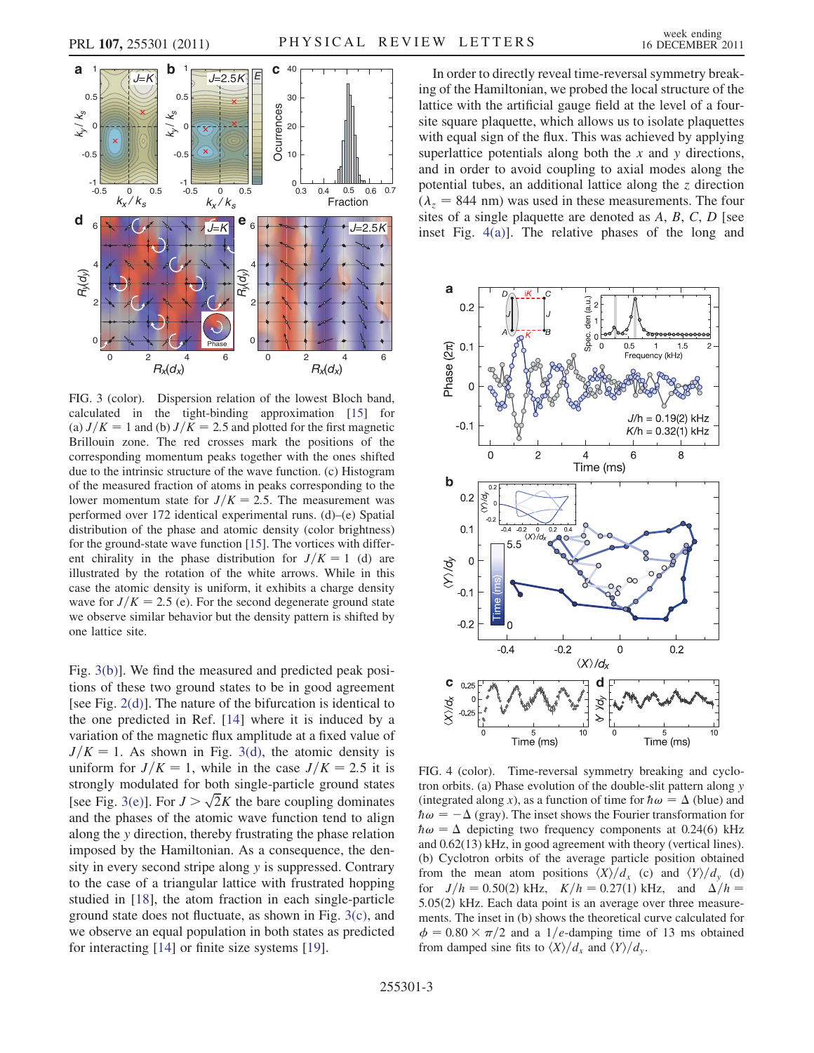FIG. 3 (color). Dispersion relation of the lowest Bloch band, calculated in the tight-binding approximation [15] for (a) $J/K = 1$ and (b) $J/K = 2.5$ and plotted for the first magnetic Brillouin zone. The red crosses mark the positions of the corresponding momentum peaks together with the ones shifted due to the intrinsic structure of the wave function. (c) Histogram of the measured fraction of atoms in peaks corresponding to the lower momentum state for $J/K = 2.5$. The measurement was performed over 172 identical experimental runs. (d)–(e) Spatial distribution of the phase and atomic density (color brightness) for the ground-state wave function [15]. The vortices with different chirality in the phase distribution for $J/K = 1$ (d) are illustrated by the rotation of the white arrows. While in this case the atomic density is uniform, it exhibits a charge density wave for $J/K = 2.5$ (e). For the second degenerate ground state we observe similar behavior but the density pattern is shifted by one lattice site.

Fig. 3(b)]. We find the measured and predicted peak positions of these two ground states to be in good agreement [see Fig. 2(d)]. The nature of the bifurcation is identical to the one predicted in Ref. [14] where it is induced by a variation of the magnetic flux amplitude at a fixed value of $J/K = 1$. As shown in Fig. 3(d), the atomic density is uniform for $J/K = 1$, while in the case $J/K = 2.5$ it is strongly modulated for both single-particle ground states [see Fig. 3(e)]. For $J > \sqrt{2}K$ the bare coupling dominates and the phases of the atomic wave function tend to align along the $y$ direction, thereby frustrating the phase relation imposed by the Hamiltonian. As a consequence, the density in every second stripe along $y$ is suppressed. Contrary to the case of a triangular lattice with frustrated hopping studied in [18], the atom fraction in each single-particle ground state does not fluctuate, as shown in Fig. 3(c), and we observe an equal population in both states as predicted for interacting [14] or finite size systems [19].

In order to directly reveal time-reversal symmetry breaking of the Hamiltonian, we probed the local structure of the lattice with the artificial gauge field at the level of a four-site square plaquette, which allows us to isolate plaquettes with equal sign of the flux. This was achieved by applying superlattice potentials along both the $x$ and $y$ directions, and in order to avoid coupling to axial modes along the potential tubes, an additional lattice along the $z$ direction ($\lambda_z = 844$ nm) was used in these measurements. The four sites of a single plaquette are denoted as $A$, $B$, $C$, $D$ [see inset Fig. 4(a)]. The relative phases of the long and

FIG. 4 (color). Time-reversal symmetry breaking and cyclotron orbits. (a) Phase evolution of the double-slit pattern along $y$ (integrated along $x$), as a function of time for $\hbar\omega = \Delta$ (blue) and $\hbar\omega = -\Delta$ (gray). The inset shows the Fourier transformation for $\hbar\omega = \Delta$ depicting two frequency components at 0.24(6) kHz and 0.62(13) kHz, in good agreement with theory (vertical lines). (b) Cyclotron orbits of the average particle position obtained from the mean atom positions $\langle X\rangle/d_x$ (c) and $\langle Y\rangle/d_y$ (d) for $J/h = 0.50(2)$ kHz, $K/h = 0.27(1)$ kHz, and $\Delta/h = 5.05(2)$ kHz. Each data point is an average over three measurements. The inset in (b) shows the theoretical curve calculated for $\phi = 0.80 \times \pi/2$ and a $1/e$-damping time of 13 ms obtained from damped sine fits to $\langle X\rangle/d_x$ and $\langle Y\rangle/d_y$.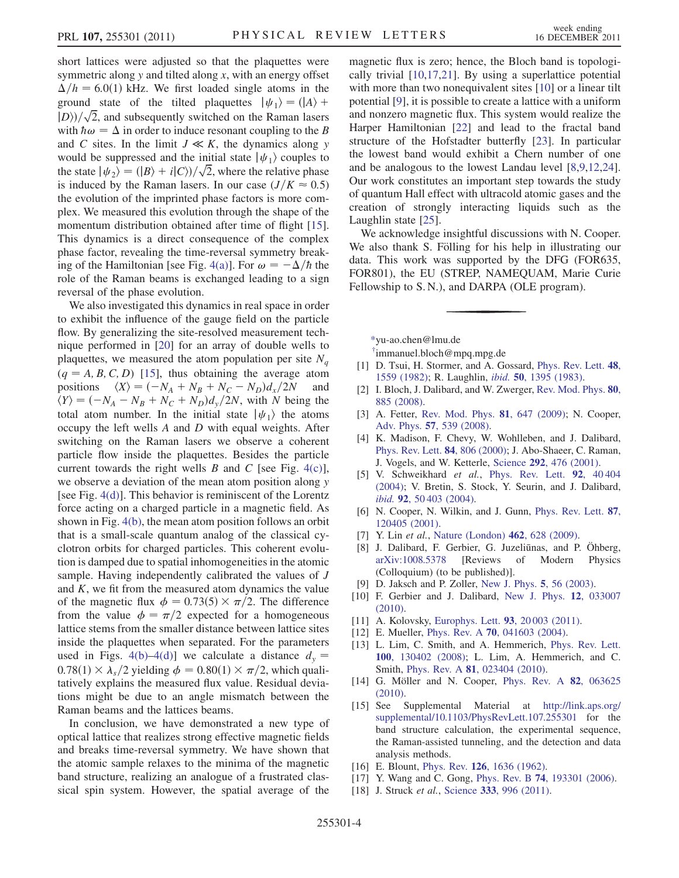short lattices were adjusted so that the plaquettes were symmetric along $y$ and tilted along $x$, with an energy offset $\Delta/h = 6.0(1)$ kHz. We first loaded single atoms in the ground state of the tilted plaquettes $|\psi_1\rangle = (|A\rangle + |D\rangle)/\sqrt{2}$, and subsequently switched on the Raman lasers with $\hbar\omega = \Delta$ in order to induce resonant coupling to the $B$ and $C$ sites. In the limit $J \ll K$, the dynamics along $y$ would be suppressed and the initial state $|\psi_1\rangle$ couples to the state $|\psi_2\rangle = (|B\rangle + i|C\rangle)/\sqrt{2}$, where the relative phase is induced by the Raman lasers. In our case ($J/K \approx 0.5$) the evolution of the imprinted phase factors is more complex. We measured this evolution through the shape of the momentum distribution obtained after time of flight [15]. This dynamics is a direct consequence of the complex phase factor, revealing the time-reversal symmetry breaking of the Hamiltonian [see Fig. 4(a)]. For $\omega = -\Delta/\hbar$ the role of the Raman beams is exchanged leading to a sign reversal of the phase evolution.

We also investigated this dynamics in real space in order to exhibit the influence of the gauge field on the particle flow. By generalizing the site-resolved measurement technique performed in [20] for an array of double wells to plaquettes, we measured the atom population per site $N_q$ ($q = A, B, C, D$) [15], thus obtaining the average atom positions $\langle X\rangle = (-N_A + N_B + N_C - N_D)d_x/2N$ and $\langle Y\rangle = (-N_A - N_B + N_C + N_D)d_y/2N$, with $N$ being the total atom number. In the initial state $|\psi_1\rangle$ the atoms occupy the left wells $A$ and $D$ with equal weights. After switching on the Raman lasers we observe a coherent particle flow inside the plaquettes. Besides the particle current towards the right wells $B$ and $C$ [see Fig. 4(c)], we observe a deviation of the mean atom position along $y$ [see Fig. 4(d)]. This behavior is reminiscent of the Lorentz force acting on a charged particle in a magnetic field. As shown in Fig. 4(b), the mean atom position follows an orbit that is a small-scale quantum analog of the classical cyclotron orbits for charged particles. This coherent evolution is damped due to spatial inhomogeneities in the atomic sample. Having independently calibrated the values of $J$ and $K$, we fit from the measured atom dynamics the value of the magnetic flux $\phi = 0.73(5) \times \pi/2$. The difference from the value $\phi = \pi/2$ expected for a homogeneous lattice stems from the smaller distance between lattice sites inside the plaquettes when separated. For the parameters used in Figs. 4(b)–4(d)] we calculate a distance $d_y = 0.78(1) \times \lambda_s/2$ yielding $\phi = 0.80(1) \times \pi/2$, which qualitatively explains the measured flux value. Residual deviations might be due to an angle mismatch between the Raman beams and the lattices beams.

In conclusion, we have demonstrated a new type of optical lattice that realizes strong effective magnetic fields and breaks time-reversal symmetry. We have shown that the atomic sample relaxes to the minima of the magnetic band structure, realizing an analogue of a frustrated classical spin system. However, the spatial average of the magnetic flux is zero; hence, the Bloch band is topologically trivial [10,17,21]. By using a superlattice potential with more than two nonequivalent sites [10] or a linear tilt potential [9], it is possible to create a lattice with a uniform and nonzero magnetic flux. This system would realize the Harper Hamiltonian [22] and lead to the fractal band structure of the Hofstadter butterfly [23]. In particular the lowest band would exhibit a Chern number of one and be analogous to the lowest Landau level [8,9,12,24]. Our work constitutes an important step towards the study of quantum Hall effect with ultracold atomic gases and the creation of strongly interacting liquids such as the Laughlin state [25].

We acknowledge insightful discussions with N. Cooper. We also thank S. Fölling for his help in illustrating our data. This work was supported by the DFG (FOR635, FOR801), the EU (STREP, NAMEQUAM, Marie Curie Fellowship to S. N.), and DARPA (OLE program).

---

*yu-ao.chen@lmu.de

†immanuel.bloch@mpq.mpg.de

[1] D. Tsui, H. Stormer, and A. Gossard, Phys. Rev. Lett. **48**, 1559 (1982); R. Laughlin, *ibid.* **50**, 1395 (1983).

[2] I. Bloch, J. Dalibard, and W. Zwerger, Rev. Mod. Phys. **80**, 885 (2008).

[3] A. Fetter, Rev. Mod. Phys. **81**, 647 (2009); N. Cooper, Adv. Phys. **57**, 539 (2008).

[4] K. Madison, F. Chevy, W. Wohlleben, and J. Dalibard, Phys. Rev. Lett. **84**, 806 (2000); J. Abo-Shaeer, C. Raman, J. Vogels, and W. Ketterle, Science **292**, 476 (2001).

[5] V. Schweikhard *et al.*, Phys. Rev. Lett. **92**, 40 404 (2004); V. Bretin, S. Stock, Y. Seurin, and J. Dalibard, *ibid.* **92**, 50 403 (2004).

[6] N. Cooper, N. Wilkin, and J. Gunn, Phys. Rev. Lett. **87**, 120405 (2001).

[7] Y. Lin *et al.*, Nature (London) **462**, 628 (2009).

[8] J. Dalibard, F. Gerbier, G. Juzeliūnas, and P. Öhberg, arXiv:1008.5378 [Reviews of Modern Physics (Colloquium) (to be published)].

[9] D. Jaksch and P. Zoller, New J. Phys. **5**, 56 (2003).

[10] F. Gerbier and J. Dalibard, New J. Phys. **12**, 033007 (2010).

[11] A. Kolovsky, Europhys. Lett. **93**, 20 003 (2011).

[12] E. Mueller, Phys. Rev. A **70**, 041603 (2004).

[13] L. Lim, C. Smith, and A. Hemmerich, Phys. Rev. Lett. **100**, 130402 (2008); L. Lim, A. Hemmerich, and C. Smith, Phys. Rev. A **81**, 023404 (2010).

[14] G. Möller and N. Cooper, Phys. Rev. A **82**, 063625 (2010).

[15] See Supplemental Material at http://link.aps.org/supplemental/10.1103/PhysRevLett.107.255301 for the band structure calculation, the experimental sequence, the Raman-assisted tunneling, and the detection and data analysis methods.

[16] E. Blount, Phys. Rev. **126**, 1636 (1962).

[17] Y. Wang and C. Gong, Phys. Rev. B **74**, 193301 (2006).

[18] J. Struck *et al.*, Science **333**, 996 (2011).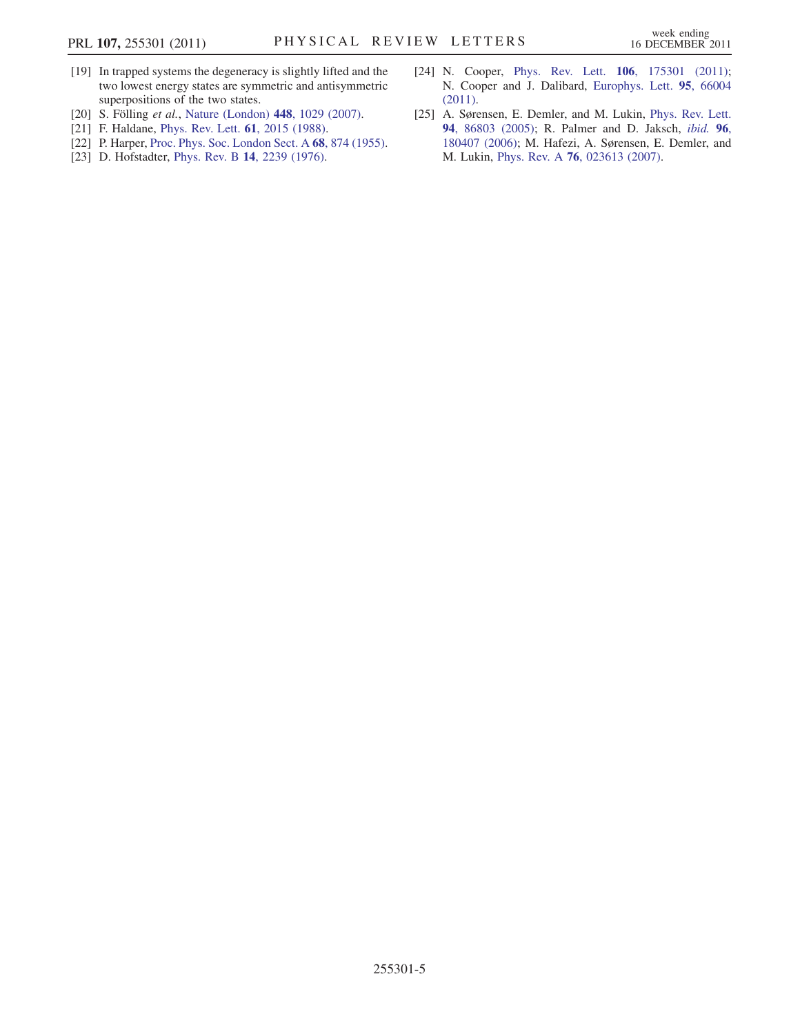[19] In trapped systems the degeneracy is slightly lifted and the two lowest energy states are symmetric and antisymmetric superpositions of the two states.

[20] S. Fölling *et al.*, Nature (London) **448**, 1029 (2007).

[21] F. Haldane, Phys. Rev. Lett. **61**, 2015 (1988).

[22] P. Harper, Proc. Phys. Soc. London Sect. A **68**, 874 (1955).

[23] D. Hofstadter, Phys. Rev. B **14**, 2239 (1976).

[24] N. Cooper, Phys. Rev. Lett. **106**, 175301 (2011); N. Cooper and J. Dalibard, Europhys. Lett. **95**, 66004 (2011).

[25] A. Sørensen, E. Demler, and M. Lukin, Phys. Rev. Lett. **94**, 86803 (2005); R. Palmer and D. Jaksch, *ibid.* **96**, 180407 (2006); M. Hafezi, A. Sørensen, E. Demler, and M. Lukin, Phys. Rev. A **76**, 023613 (2007).